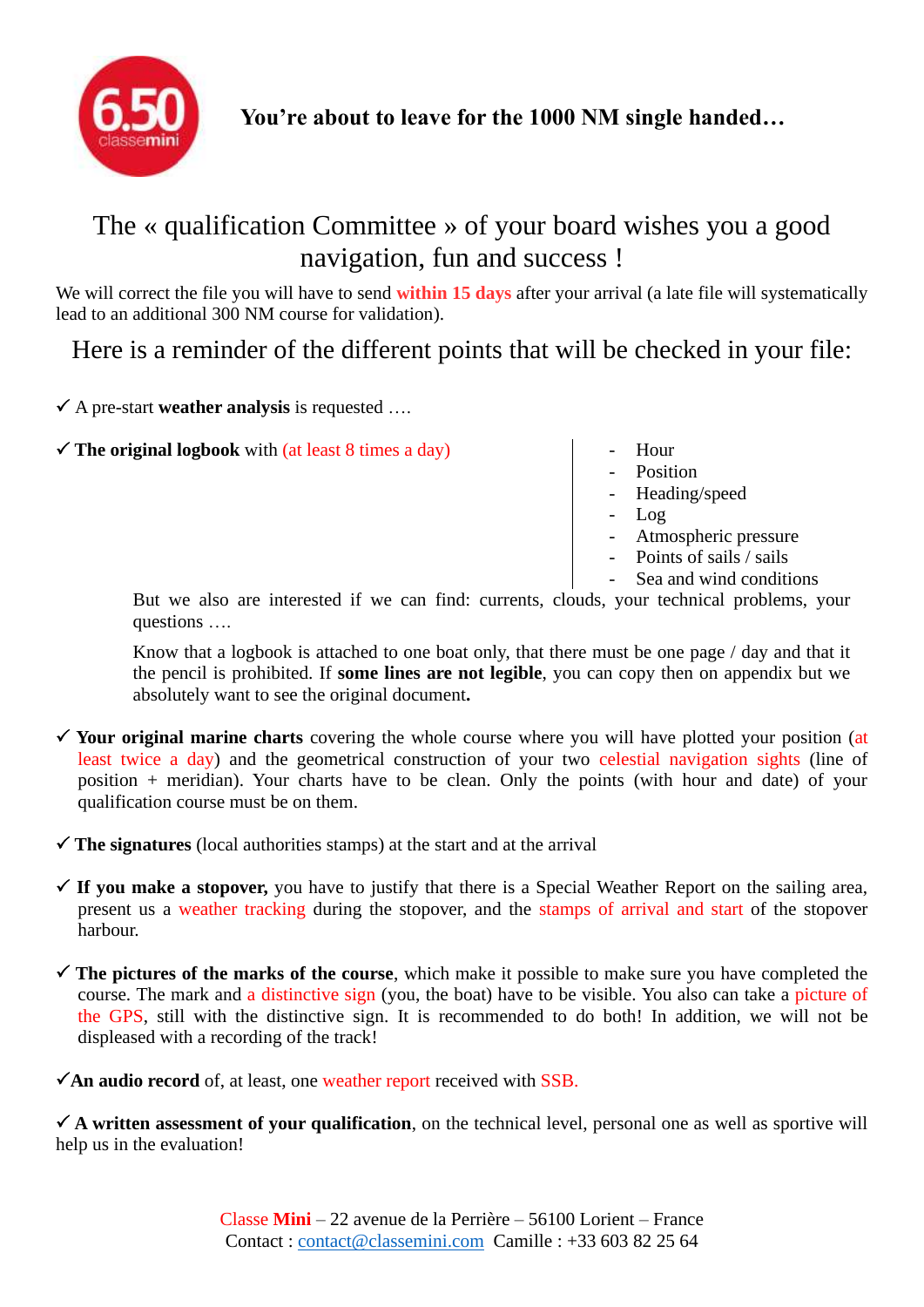**You're about to leave for the 1000 NM single handed…**

# The « qualification Committee » of your board wishes you a good navigation, fun and success !

We will correct the file you will have to send **within 15 days** after your arrival (a late file will systematically lead to an additional 300 NM course for validation).

## Here is a reminder of the different points that will be checked in your file:

✓ A pre-start **weather analysis** is requested ….

✓ **The original logbook** with (at least 8 times a day)

- Hour
- Position
- Heading/speed
- Log
- Atmospheric pressure
- Points of sails / sails
- Sea and wind conditions

But we also are interested if we can find: currents, clouds, your technical problems, your questions ….

Know that a logbook is attached to one boat only, that there must be one page / day and that it the pencil is prohibited. If **some lines are not legible**, you can copy then on appendix but we absolutely want to see the original document**.**

✓ **Your original marine charts** covering the whole course where you will have plotted your position (at least twice a day) and the geometrical construction of your two celestial navigation sights (line of position + meridian). Your charts have to be clean. Only the points (with hour and date) of your qualification course must be on them.

✓ **The signatures** (local authorities stamps) at the start and at the arrival

✓ **If you make a stopover,** you have to justify that there is a Special Weather Report on the sailing area, present us a weather tracking during the stopover, and the stamps of arrival and start of the stopover harbour.

✓ **The pictures of the marks of the course**, which make it possible to make sure you have completed the course. The mark and a distinctive sign (you, the boat) have to be visible. You also can take a picture of the GPS, still with the distinctive sign. It is recommended to do both! In addition, we will not be displeased with a recording of the track!

✓**An audio record** of, at least, one weather report received with SSB.

✓ **A written assessment of your qualification**, on the technical level, personal one as well as sportive will help us in the evaluation!

Classe **Mini** – 22 avenue de la Perrière – 56100 Lorient – France
Contact : contact@classemini.com Camille : +33 603 82 25 64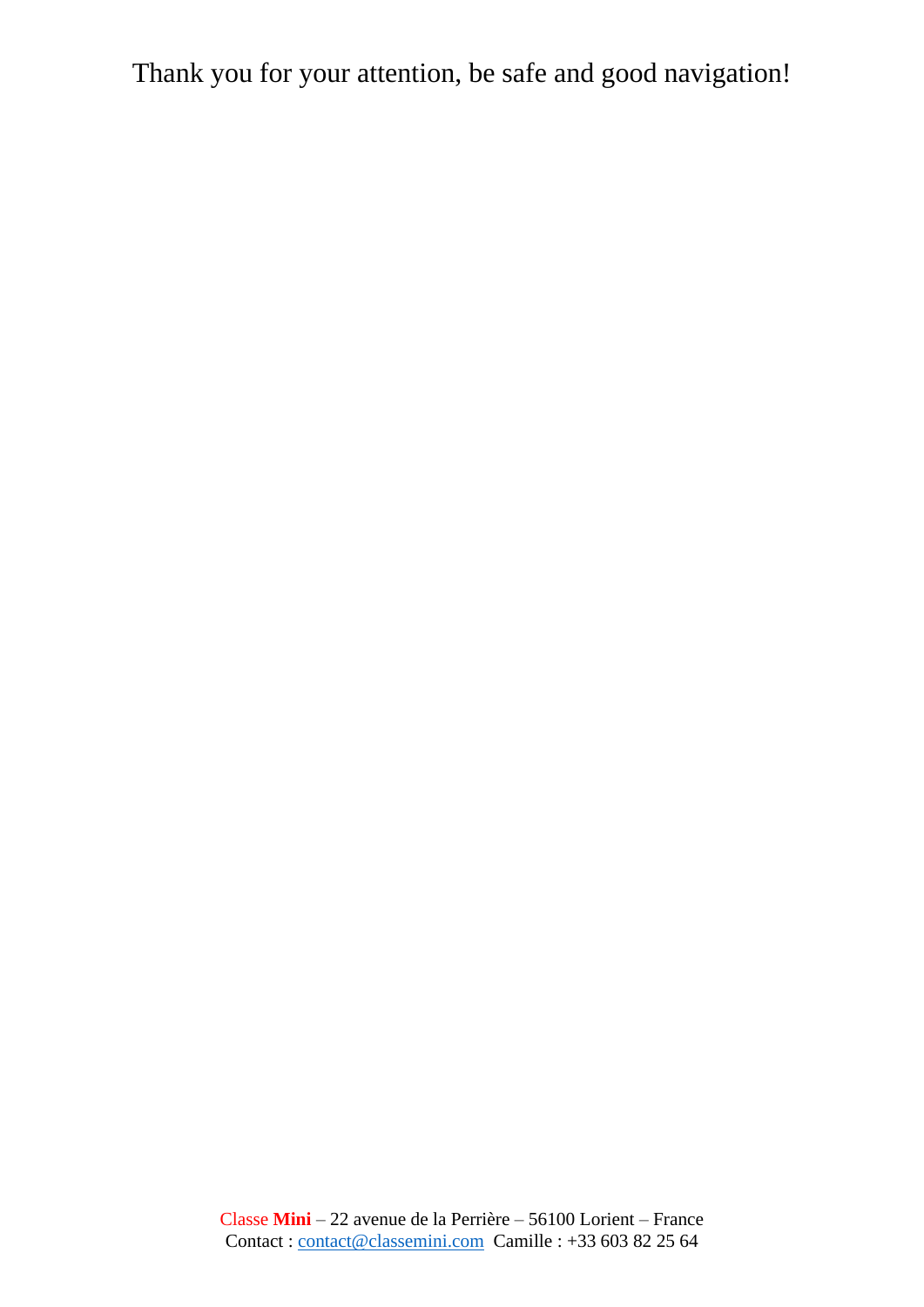Thank you for your attention, be safe and good navigation!